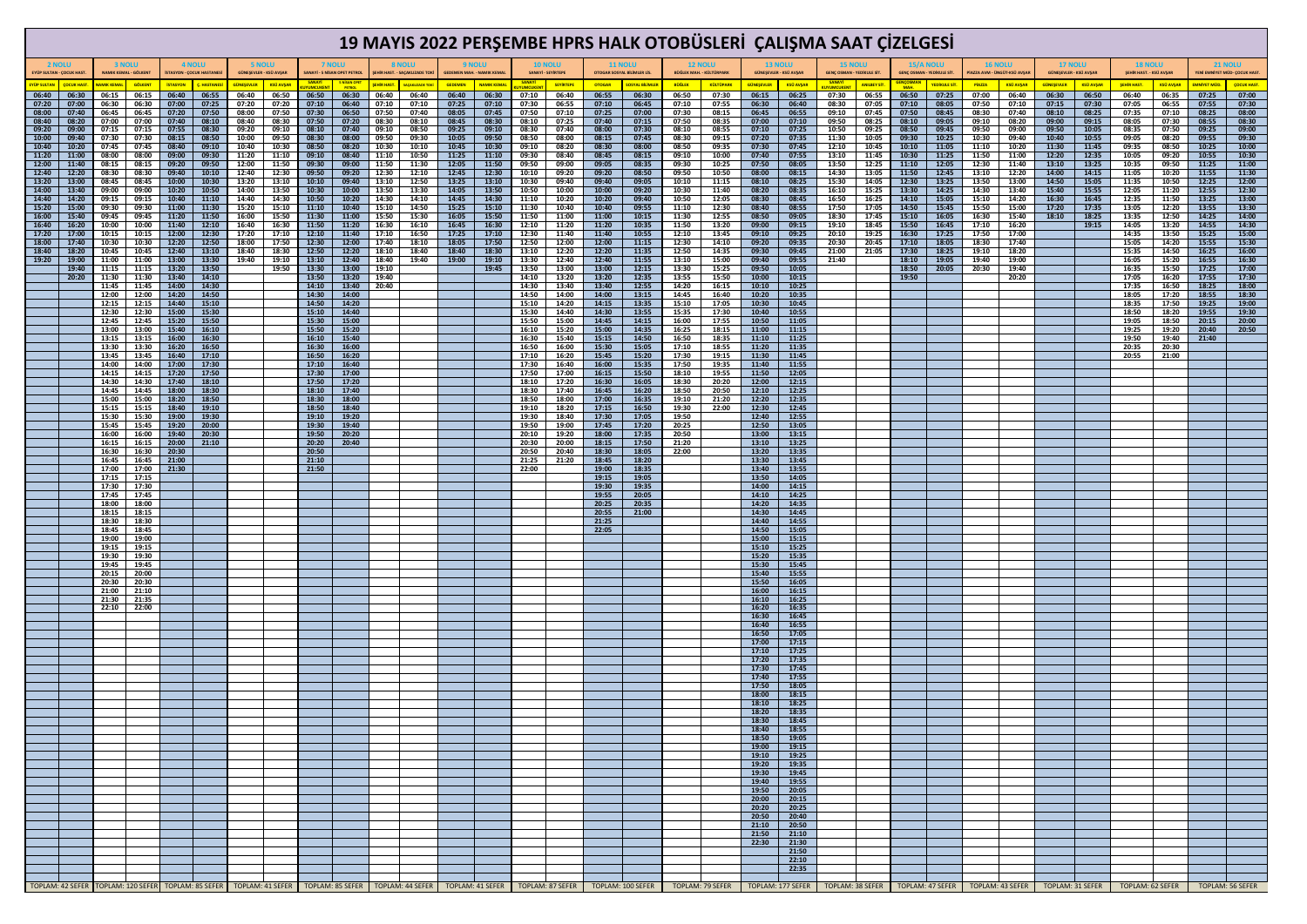# 19 MAYIS 2022 PERŞEMBE HPRS HALK OTOBÜSLERİ ÇALIŞMA SAAT ÇİZELGESİ

| 2 NOLU EYÜP SULTAN - ÇOCUK HAST. | | 3 NOLU NAMIK KEMAL - GÖLKENT | | 4 NOLU İSTASYON - ÇOCUK HASTANESİ | | 5 NOLU GÜNEŞEVLER - KGÜ AVŞAR | | 7 NOLU SANAYİ - 5 NİSAN OPET PETROL | | 8 NOLU ŞEHİR HAST. - SAÇMALIDEDE TOKİ | | 9 NOLU GEDEMEN MAH. - NAMIK KEMAL | | 10 NOLU SANAYİ - SEYİRTEPE | | 11 NOLU OTOGAR SOSYAL BİLİMLER LİS. | | 12 NOLU BÖĞLEK MAH. - KÜLTÜRPARK | | 13 NOLU GÜNEŞEVLER - KGÜ AVŞAR | | 15 NOLU GENÇ OSMAN - YEDİKULE SİT. | | 15/A NOLU GENÇ OSMAN - YEDİKULE SİT. | | 16 NOLU PİAZZA AVM - ÜMİT-KGÜ AVŞAR | | 17 NOLU GÜNEŞEVLER - KGÜ AVŞAR | | 18 NOLU ŞEHİR HAST. - KGÜ AVŞAR | | 21 NOLU YENİ EMNİYET MÜD. - ÇOCUK HAST. | |
|---|---|---|---|---|---|---|---|---|---|---|---|---|---|---|---|---|---|---|---|---|---|---|---|---|---|---|---|---|---|---|---|---|---|
| EYÜP SULTAN | ÇOCUK HAST. | NAMIK KEMAL | GÖLKENT | İSTASYON | Ç. HASTANESİ | GÜNEŞEVLER | KGÜ AVŞAR | SANAYİ KUYUMCUKENT | 5 NİSAN OPET PETROL | ŞEHİR HAST. | SAÇMALIDEDE TOKİ | GEDEMEN | NAMIK KEMAL | SANAYİ KUYUMCUKENT | SEYİRTEPE | OTOGAR | SOSYAL BİLİMLER | BÖĞLEK | KÜLTÜRPARK | GÜNEŞEVLER | KGÜ AVŞAR | SANAYİ KUYUMCUKENT | ANILBEY SİT. | GENÇOSMAN MAH. | YEDİKULE SİT. | PİAZZA | KGÜ AVŞAR | GÜNEŞEVLER | KGÜ AVŞAR | ŞEHİR HAST. | KGÜ AVŞAR | EMNİYET MÜD. | ÇOCUK HAST. |
| 06:40 | 06:30 | 06:15 | 06:15 | 06:40 | 06:55 | 06:40 | 06:50 | 06:50 | 06:30 | 06:40 | 06:40 | 06:40 | 06:30 | 07:10 | 06:40 | 06:55 | 06:30 | 06:50 | 07:30 | 06:15 | 06:25 | 07:30 | 06:55 | 06:50 | 07:25 | 07:00 | 06:40 | 06:30 | 06:50 | 06:40 | 06:35 | 07:25 | 07:00 |
| 07:20 | 07:00 | 06:30 | 06:30 | 07:00 | 07:25 | 07:20 | 07:20 | 07:10 | 06:40 | 07:10 | 07:10 | 07:25 | 07:10 | 07:30 | 06:55 | 07:10 | 06:45 | 07:10 | 07:55 | 06:30 | 06:40 | 08:30 | 07:05 | 07:10 | 08:05 | 07:50 | 07:10 | 07:15 | 07:30 | 07:05 | 06:55 | 07:55 | 07:30 |
| 08:00 | 07:40 | 06:45 | 06:45 | 07:20 | 07:50 | 08:00 | 07:50 | 07:30 | 06:50 | 07:50 | 07:40 | 08:05 | 07:45 | 07:50 | 07:10 | 07:25 | 07:00 | 07:30 | 08:15 | 06:45 | 06:55 | 09:10 | 07:45 | 07:50 | 08:45 | 08:30 | 07:40 | 08:10 | 08:25 | 07:35 | 07:10 | 08:25 | 08:00 |
| 08:40 | 08:20 | 07:00 | 07:00 | 07:40 | 08:10 | 08:40 | 08:30 | 07:50 | 07:20 | 08:30 | 08:10 | 08:45 | 08:30 | 08:10 | 07:25 | 07:40 | 07:15 | 07:50 | 08:35 | 07:00 | 07:10 | 09:50 | 08:25 | 08:10 | 09:05 | 09:10 | 08:20 | 09:00 | 09:15 | 08:05 | 07:30 | 08:55 | 08:30 |
| 09:20 | 09:00 | 07:15 | 07:15 | 07:55 | 08:30 | 09:20 | 09:10 | 08:10 | 07:40 | 09:10 | 08:50 | 09:25 | 09:10 | 08:30 | 07:40 | 08:00 | 07:30 | 08:10 | 08:55 | 07:10 | 07:25 | 10:50 | 09:25 | 08:50 | 09:45 | 09:50 | 09:00 | 09:50 | 10:05 | 08:35 | 07:50 | 09:25 | 09:00 |
| 10:00 | 09:40 | 07:30 | 07:30 | 08:15 | 08:50 | 10:00 | 09:50 | 08:30 | 08:00 | 09:50 | 09:30 | 10:05 | 09:50 | 08:50 | 08:00 | 08:15 | 07:45 | 08:30 | 09:15 | 07:20 | 07:35 | 11:30 | 10:05 | 09:30 | 10:25 | 10:30 | 09:40 | 10:40 | 10:55 | 09:05 | 08:20 | 09:55 | 09:30 |
| 10:40 | 10:20 | 07:45 | 07:45 | 08:40 | 09:10 | 10:40 | 10:30 | 08:50 | 08:20 | 10:30 | 10:10 | 10:45 | 10:30 | 09:10 | 08:20 | 08:30 | 08:00 | 08:50 | 09:35 | 07:30 | 07:45 | 12:10 | 10:45 | 10:10 | 11:05 | 11:10 | 10:20 | 11:30 | 11:45 | 09:35 | 08:50 | 10:25 | 10:00 |
| 11:20 | 11:00 | 08:00 | 08:00 | 09:00 | 09:30 | 11:20 | 11:10 | 09:10 | 08:40 | 11:10 | 10:50 | 11:25 | 11:10 | 09:30 | 08:40 | 08:45 | 08:15 | 09:10 | 10:00 | 07:40 | 07:55 | 13:10 | 11:45 | 10:30 | 11:25 | 11:50 | 11:00 | 12:20 | 12:35 | 10:05 | 09:20 | 10:55 | 10:30 |
| 12:00 | 11:40 | 08:15 | 08:15 | 09:20 | 09:50 | 12:00 | 11:50 | 09:30 | 09:00 | 11:50 | 11:30 | 12:05 | 11:50 | 09:50 | 09:00 | 09:05 | 08:35 | 09:30 | 10:25 | 07:50 | 08:05 | 13:50 | 12:25 | 11:10 | 12:05 | 12:30 | 11:40 | 13:10 | 13:25 | 10:35 | 09:50 | 11:25 | 11:00 |
| 12:40 | 12:20 | 08:30 | 08:30 | 09:40 | 10:10 | 12:40 | 12:30 | 09:50 | 09:20 | 12:30 | 12:10 | 12:45 | 12:30 | 10:10 | 09:20 | 09:20 | 08:50 | 09:50 | 10:50 | 08:00 | 08:15 | 14:30 | 13:05 | 11:50 | 12:45 | 13:10 | 12:20 | 14:00 | 14:15 | 11:05 | 10:20 | 11:55 | 11:30 |
| 13:20 | 13:00 | 08:45 | 08:45 | 10:00 | 10:30 | 13:20 | 13:10 | 10:10 | 09:40 | 13:10 | 12:50 | 13:25 | 13:10 | 10:30 | 09:40 | 09:40 | 09:05 | 10:10 | 11:15 | 08:10 | 08:25 | 15:30 | 14:05 | 12:30 | 13:25 | 13:50 | 13:00 | 14:50 | 15:05 | 11:35 | 10:50 | 12:25 | 12:00 |
| 14:00 | 13:40 | 09:00 | 09:00 | 10:20 | 10:50 | 14:00 | 13:50 | 10:30 | 10:00 | 13:50 | 13:30 | 14:05 | 13:50 | 10:50 | 10:00 | 10:00 | 09:20 | 10:30 | 11:40 | 08:20 | 08:35 | 16:10 | 15:25 | 13:30 | 14:25 | 14:30 | 13:40 | 15:40 | 15:55 | 12:05 | 11:20 | 12:55 | 12:30 |
| 14:40 | 14:20 | 09:15 | 09:15 | 10:40 | 11:10 | 14:40 | 14:30 | 10:50 | 10:20 | 14:30 | 14:10 | 14:45 | 14:30 | 11:10 | 10:20 | 10:20 | 09:40 | 10:50 | 12:05 | 08:30 | 08:45 | 16:50 | 16:25 | 14:10 | 15:05 | 15:10 | 14:20 | 16:30 | 16:45 | 12:35 | 11:50 | 13:25 | 13:00 |
| 15:20 | 15:00 | 09:30 | 09:30 | 11:00 | 11:30 | 15:20 | 15:10 | 11:10 | 10:40 | 15:10 | 14:50 | 15:25 | 15:10 | 11:30 | 10:40 | 10:40 | 09:55 | 11:10 | 12:30 | 08:40 | 08:55 | 17:50 | 17:05 | 14:50 | 15:45 | 15:50 | 15:00 | 17:20 | 17:35 | 13:05 | 12:20 | 13:55 | 13:30 |
| 16:00 | 15:40 | 09:45 | 09:45 | 11:20 | 11:50 | 16:00 | 15:50 | 11:30 | 11:00 | 15:50 | 15:30 | 16:05 | 15:50 | 11:50 | 11:00 | 11:00 | 10:15 | 11:30 | 12:55 | 08:50 | 09:05 | 18:30 | 17:45 | 15:10 | 16:05 | 16:30 | 15:40 | 18:10 | 18:25 | 13:35 | 12:50 | 14:25 | 14:00 |
| 16:40 | 16:20 | 10:00 | 10:00 | 11:40 | 12:10 | 16:40 | 16:30 | 11:50 | 11:20 | 16:30 | 16:10 | 16:45 | 16:30 | 12:10 | 11:20 | 11:20 | 10:35 | 11:50 | 13:20 | 09:00 | 09:15 | 19:10 | 18:45 | 15:50 | 16:45 | 17:10 | 16:20 | | 19:15 | 14:05 | 13:20 | 14:55 | 14:30 |
| 17:20 | 17:00 | 10:15 | 10:15 | 12:00 | 12:30 | 17:20 | 17:10 | 12:10 | 11:40 | 17:10 | 16:50 | 17:25 | 17:10 | 12:30 | 11:40 | 11:40 | 10:55 | 12:10 | 13:45 | 09:10 | 09:25 | 20:10 | 19:25 | 16:30 | 17:25 | 17:50 | 17:00 | | | 14:35 | 13:50 | 15:25 | 15:00 |
| 18:00 | 17:40 | 10:30 | 10:30 | 12:20 | 12:50 | 18:00 | 17:50 | 12:30 | 12:00 | 17:40 | 18:10 | 18:05 | 17:50 | 12:50 | 12:00 | 12:00 | 11:15 | 12:30 | 14:10 | 09:20 | 09:35 | 20:30 | 20:45 | 17:10 | 18:05 | 18:30 | 17:40 | | | 15:05 | 14:20 | 15:55 | 15:30 |
| 18:40 | 18:20 | 10:45 | 10:45 | 12:40 | 13:10 | 18:40 | 18:30 | 12:50 | 12:20 | 18:10 | 18:40 | 18:40 | 18:30 | 13:10 | 12:20 | 12:20 | 11:35 | 12:50 | 14:35 | 09:30 | 09:45 | 21:00 | 21:05 | 17:30 | 18:25 | 19:10 | 18:20 | | | 15:35 | 14:50 | 16:25 | 16:00 |
| 19:20 | 19:00 | 11:00 | 11:00 | 13:00 | 13:30 | 19:40 | 19:10 | 13:10 | 12:40 | 18:40 | 19:40 | 19:00 | 19:10 | 13:30 | 12:40 | 12:40 | 11:55 | 13:10 | 15:00 | 09:40 | 09:55 | 21:40 | | 18:10 | 19:05 | 19:40 | 19:00 | | | 16:05 | 15:20 | 16:55 | 16:30 |
| | 19:40 | 11:15 | 11:15 | 13:20 | 13:50 | | 19:50 | 13:30 | 13:00 | 19:10 | | | 19:45 | 13:50 | 13:00 | 13:00 | 12:15 | 13:30 | 15:25 | 09:50 | 10:05 | | | 18:50 | 20:05 | 20:30 | 19:40 | | | 16:35 | 15:50 | 17:25 | 17:00 |
| | 20:20 | 11:30 | 11:30 | 13:40 | 14:10 | | | 13:50 | 13:20 | 19:40 | | | | 14:10 | 13:20 | 13:20 | 12:35 | 13:55 | 15:50 | 10:00 | 10:15 | | | 19:50 | | | 20:20 | | | 17:05 | 16:20 | 17:55 | 17:30 |
| | | 11:45 | 11:45 | 14:00 | 14:30 | | | 14:10 | 13:40 | 20:40 | | | | 14:30 | 13:40 | 13:40 | 12:55 | 14:20 | 16:15 | 10:10 | 10:25 | | | | | | | | | 17:35 | 16:50 | 18:25 | 18:00 |
| | | 12:00 | 12:00 | 14:20 | 14:50 | | | 14:30 | 14:00 | | | | | 14:50 | 14:00 | 14:00 | 13:15 | 14:45 | 16:40 | 10:20 | 10:35 | | | | | | | | | 18:05 | 17:20 | 18:55 | 18:30 |
| | | 12:15 | 12:15 | 14:40 | 15:10 | | | 14:50 | 14:20 | | | | | 15:10 | 14:20 | 14:15 | 13:35 | 15:10 | 17:05 | 10:30 | 10:45 | | | | | | | | | 18:35 | 17:50 | 19:25 | 19:00 |
| | | 12:30 | 12:30 | 15:00 | 15:30 | | | 15:10 | 14:40 | | | | | 15:30 | 14:40 | 14:30 | 13:55 | 15:35 | 17:30 | 10:40 | 10:55 | | | | | | | | | 18:50 | 18:20 | 19:55 | 19:30 |
| | | 12:45 | 12:45 | 15:20 | 15:50 | | | 15:30 | 15:00 | | | | | 15:50 | 15:00 | 14:45 | 14:15 | 16:00 | 17:55 | 10:50 | 11:05 | | | | | | | | | 19:05 | 18:50 | 20:15 | 20:00 |
| | | 13:00 | 13:00 | 15:40 | 16:10 | | | 15:50 | 15:20 | | | | | 16:10 | 15:20 | 15:00 | 14:35 | 16:25 | 18:15 | 11:00 | 11:15 | | | | | | | | | 19:25 | 19:20 | 20:40 | 20:50 |
| | | 13:15 | 13:15 | 16:00 | 16:30 | | | 16:10 | 15:40 | | | | | 16:30 | 15:40 | 15:15 | 14:50 | 16:50 | 18:35 | 11:10 | 11:25 | | | | | | | | | 19:50 | 19:40 | 21:40 | |
| | | 13:30 | 13:30 | 16:20 | 16:50 | | | 16:30 | 16:00 | | | | | 16:50 | 16:00 | 15:30 | 15:05 | 17:10 | 18:55 | 11:20 | 11:35 | | | | | | | | | 20:35 | 20:30 | | |
| | | 13:45 | 13:45 | 16:40 | 17:10 | | | 16:50 | 16:20 | | | | | 17:10 | 16:20 | 15:45 | 15:20 | 17:30 | 19:15 | 11:30 | 11:45 | | | | | | | | | 20:55 | 21:00 | | |
| | | 14:00 | 14:00 | 17:00 | 17:30 | | | 17:10 | 16:40 | | | | | 17:30 | 16:40 | 16:00 | 15:35 | 17:50 | 19:35 | 11:40 | 11:55 | | | | | | | | | | | | |
| | | 14:15 | 14:15 | 17:20 | 17:50 | | | 17:30 | 17:00 | | | | | 17:50 | 17:00 | 16:15 | 15:50 | 18:10 | 19:55 | 11:50 | 12:05 | | | | | | | | | | | | |
| | | 14:30 | 14:30 | 17:40 | 18:10 | | | 17:50 | 17:20 | | | | | 18:10 | 17:20 | 16:30 | 16:05 | 18:30 | 20:20 | 12:00 | 12:15 | | | | | | | | | | | | |
| | | 14:45 | 14:45 | 18:00 | 18:30 | | | 18:10 | 17:40 | | | | | 18:30 | 17:40 | 16:45 | 16:20 | 18:50 | 20:50 | 12:10 | 12:25 | | | | | | | | | | | | |
| | | 15:00 | 15:00 | 18:20 | 18:50 | | | 18:30 | 18:00 | | | | | 18:50 | 18:00 | 17:00 | 16:35 | 19:10 | 21:20 | 12:20 | 12:35 | | | | | | | | | | | | |
| | | 15:15 | 15:15 | 18:40 | 19:10 | | | 18:50 | 18:40 | | | | | 19:10 | 18:20 | 17:15 | 16:50 | 19:30 | 22:00 | 12:30 | 12:45 | | | | | | | | | | | | |
| | | 15:30 | 15:30 | 19:00 | 19:30 | | | 19:10 | 19:20 | | | | | 19:30 | 18:40 | 17:30 | 17:05 | 19:50 | | 12:40 | 12:55 | | | | | | | | | | | | |
| | | 15:45 | 15:45 | 19:20 | 20:00 | | | 19:30 | 19:40 | | | | | 19:50 | 19:00 | 17:45 | 17:20 | 20:25 | | 12:50 | 13:05 | | | | | | | | | | | | |
| | | 16:00 | 16:00 | 19:40 | 20:30 | | | 19:50 | 20:00 | | | | | 20:10 | 19:20 | 18:00 | 17:35 | 20:50 | | 13:00 | 13:15 | | | | | | | | | | | | |
| | | 16:15 | 16:15 | 20:00 | 21:10 | | | 20:20 | 20:40 | | | | | 20:30 | 20:00 | 18:15 | 17:50 | 21:20 | | 13:10 | 13:25 | | | | | | | | | | | | |
| | | 16:30 | 16:30 | 20:30 | | | | 20:50 | | | | | | 20:50 | 20:40 | 18:30 | 18:05 | 22:00 | | 13:20 | 13:35 | | | | | | | | | | | | |
| | | 16:45 | 16:45 | 21:00 | | | | 21:10 | | | | | | 21:25 | 21:20 | 18:45 | 18:20 | | | 13:30 | 13:45 | | | | | | | | | | | | |
| | | 17:00 | 17:00 | 21:30 | | | | 21:50 | | | | | | 22:00 | | 19:00 | 18:35 | | | 13:40 | 13:55 | | | | | | | | | | | | |
| | | 17:15 | 17:15 | | | | | | | | | | | | | 19:15 | 19:05 | | | 13:50 | 14:05 | | | | | | | | | | | | |
| | | 17:30 | 17:30 | | | | | | | | | | | | | 19:30 | 19:35 | | | 14:00 | 14:15 | | | | | | | | | | | | |
| | | 17:45 | 17:45 | | | | | | | | | | | | | 19:55 | 20:05 | | | 14:10 | 14:25 | | | | | | | | | | | | |
| | | 18:00 | 18:00 | | | | | | | | | | | | | 20:25 | 20:35 | | | 14:20 | 14:35 | | | | | | | | | | | | |
| | | 18:15 | 18:15 | | | | | | | | | | | | | 20:55 | 21:00 | | | 14:30 | 14:45 | | | | | | | | | | | | |
| | | 18:30 | 18:30 | | | | | | | | | | | | | 21:25 | | | | 14:40 | 14:55 | | | | | | | | | | | | |
| | | 18:45 | 18:45 | | | | | | | | | | | | | 22:05 | | | | 14:50 | 15:05 | | | | | | | | | | | | |
| | | 19:00 | 19:00 | | | | | | | | | | | | | | | | | 15:00 | 15:15 | | | | | | | | | | | | |
| | | 19:15 | 19:15 | | | | | | | | | | | | | | | | | 15:10 | 15:25 | | | | | | | | | | | | |
| | | 19:30 | 19:30 | | | | | | | | | | | | | | | | | 15:20 | 15:35 | | | | | | | | | | | | |
| | | 19:45 | 19:45 | | | | | | | | | | | | | | | | | 15:30 | 15:45 | | | | | | | | | | | | |
| | | 20:15 | 20:00 | | | | | | | | | | | | | | | | | 15:40 | 15:55 | | | | | | | | | | | | |
| | | 20:30 | 20:30 | | | | | | | | | | | | | | | | | 15:50 | 16:05 | | | | | | | | | | | | |
| | | 21:00 | 21:10 | | | | | | | | | | | | | | | | | 16:00 | 16:15 | | | | | | | | | | | | |
| | | 21:30 | 21:35 | | | | | | | | | | | | | | | | | 16:10 | 16:25 | | | | | | | | | | | | |
| | | 22:10 | 22:00 | | | | | | | | | | | | | | | | | 16:20 | 16:35 | | | | | | | | | | | | |
| | | | | | | | | | | | | | | | | | | | | 16:30 | 16:45 | | | | | | | | | | | | |
| | | | | | | | | | | | | | | | | | | | | 16:40 | 16:55 | | | | | | | | | | | | |
| | | | | | | | | | | | | | | | | | | | | 16:50 | 17:05 | | | | | | | | | | | | |
| | | | | | | | | | | | | | | | | | | | | 17:00 | 17:15 | | | | | | | | | | | | |
| | | | | | | | | | | | | | | | | | | | | 17:10 | 17:25 | | | | | | | | | | | | |
| | | | | | | | | | | | | | | | | | | | | 17:20 | 17:35 | | | | | | | | | | | | |
| | | | | | | | | | | | | | | | | | | | | 17:30 | 17:45 | | | | | | | | | | | | |
| | | | | | | | | | | | | | | | | | | | | 17:40 | 17:55 | | | | | | | | | | | | |
| | | | | | | | | | | | | | | | | | | | | 17:50 | 18:05 | | | | | | | | | | | | |
| | | | | | | | | | | | | | | | | | | | | 18:00 | 18:15 | | | | | | | | | | | | |
| | | | | | | | | | | | | | | | | | | | | 18:10 | 18:25 | | | | | | | | | | | | |
| | | | | | | | | | | | | | | | | | | | | 18:20 | 18:35 | | | | | | | | | | | | |
| | | | | | | | | | | | | | | | | | | | | 18:30 | 18:45 | | | | | | | | | | | | |
| | | | | | | | | | | | | | | | | | | | | 18:40 | 18:55 | | | | | | | | | | | | |
| | | | | | | | | | | | | | | | | | | | | 18:50 | 19:05 | | | | | | | | | | | | |
| | | | | | | | | | | | | | | | | | | | | 19:00 | 19:15 | | | | | | | | | | | | |
| | | | | | | | | | | | | | | | | | | | | 19:10 | 19:25 | | | | | | | | | | | | |
| | | | | | | | | | | | | | | | | | | | | 19:20 | 19:35 | | | | | | | | | | | | |
| | | | | | | | | | | | | | | | | | | | | 19:30 | 19:45 | | | | | | | | | | | | |
| | | | | | | | | | | | | | | | | | | | | 19:40 | 19:55 | | | | | | | | | | | | |
| | | | | | | | | | | | | | | | | | | | | 19:50 | 20:05 | | | | | | | | | | | | |
| | | | | | | | | | | | | | | | | | | | | 20:00 | 20:15 | | | | | | | | | | | | |
| | | | | | | | | | | | | | | | | | | | | 20:20 | 20:25 | | | | | | | | | | | | |
| | | | | | | | | | | | | | | | | | | | | 20:50 | 20:40 | | | | | | | | | | | | |
| | | | | | | | | | | | | | | | | | | | | 21:10 | 20:50 | | | | | | | | | | | | |
| | | | | | | | | | | | | | | | | | | | | 21:50 | 21:10 | | | | | | | | | | | | |
| | | | | | | | | | | | | | | | | | | | | 22:30 | 21:30 | | | | | | | | | | | | |
| | | | | | | | | | | | | | | | | | | | | | 21:50 | | | | | | | | | | | | |
| | | | | | | | | | | | | | | | | | | | | | 22:10 | | | | | | | | | | | | |
| | | | | | | | | | | | | | | | | | | | | | 22:35 | | | | | | | | | | | | |
| TOPLAM: 42 SEFER | | TOPLAM: 120 SEFER | | TOPLAM: 85 SEFER | | TOPLAM: 41 SEFER | | TOPLAM: 85 SEFER | | TOPLAM: 44 SEFER | | TOPLAM: 41 SEFER | | TOPLAM: 87 SEFER | | TOPLAM: 100 SEFER | | TOPLAM: 79 SEFER | | TOPLAM: 177 SEFER | | TOPLAM: 38 SEFER | | TOPLAM: 47 SEFER | | TOPLAM: 43 SEFER | | TOPLAM: 31 SEFER | | TOPLAM: 62 SEFER | | TOPLAM: 56 SEFER | |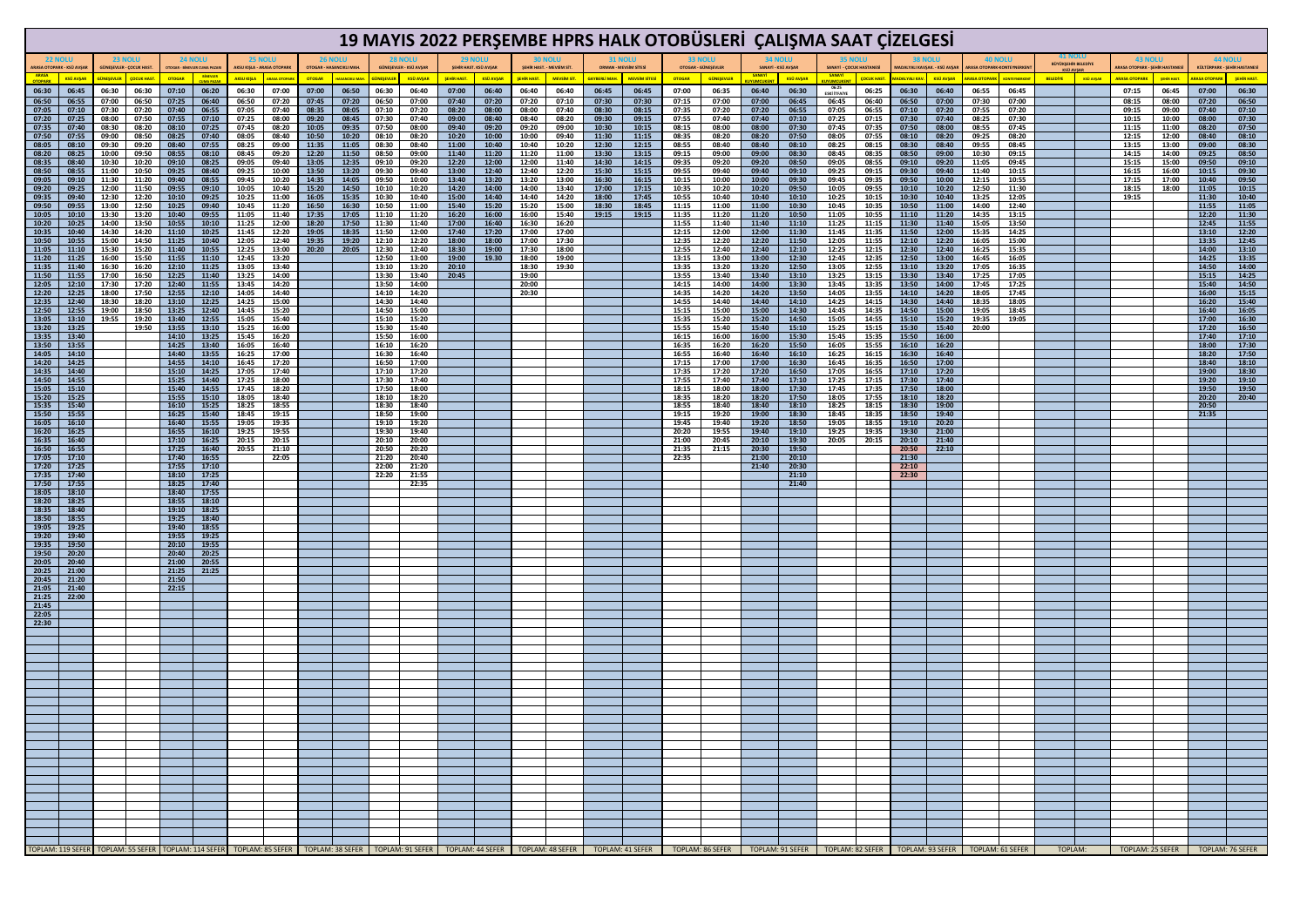# 19 MAYIS 2022 PERŞEMBE HPRS HALK OTOBÜSLERİ ÇALIŞMA SAAT ÇİZELGESİ

| 22 NOLU | | 23 NOLU | | 24 NOLU | | 25 NOLU | | 26 NOLU | | 28 NOLU | | 29 NOLU | | 30 NOLU | | 31 NOLU | | 33 NOLU | | 34 NOLU | | 35 NOLU | | 38 NOLU | | 40 NOLU | | 41 NOLU | | 43 NOLU | | 44 NOLU | |
|---|---|---|---|---|---|---|---|---|---|---|---|---|---|---|---|---|---|---|---|---|---|---|---|---|---|---|---|---|---|---|---|---|---|
| ARASA OTOPARK - KSÜ AVŞAR | | GÜNEŞEVLER - ÇOCUK HAST. | | OTOGAR - CUMA PAZARI | | AKSU KIŞLA - ARASA OTOPARK | | OTOGAR - HASANCIKLI MAH. | | GÜNEŞEVLER - KSÜ AVŞAR | | ŞEHİR HAST. - KSÜ AVŞAR | | ŞEHİR HAST. - MEVSİM SİT. | | ORMAN - MEVSİM SİTESİ | | OTOGAR - GÜNEŞEVLER | | SANAYİ - KSÜ AVŞAR | | SANAYİ - ÇOCUK HASTANESİ | | MADALYALI KAVŞAK - KSÜ AVŞAR | | ARASA OTOPARK - KONTEYNERKENT | | BÜYÜKŞEHİR BELEDİYE KSÜ AVŞAR | | ARASA OTOPARK - ŞEHİR HASTANESİ | | KÜLTÜRPARK - ŞEHİR HASTANESİ | |
| ARASA OTOPARK | KSÜ AVŞAR | GÜNEŞEVLER | ÇOCUK HAST. | OTOGAR | CUMA PAZARI | AKSU KIŞLA | ARASA OTOPARK | OTOGAR | HASANCIKLI MAH. | GÜNEŞEVLER | KSÜ AVŞAR | ŞEHİR HAST. | KSÜ AVŞAR | ŞEHİR HAST. | MEVSİM SİT. | GAYBERLİ MAH. | MEVSİM SİTESİ | OTOGAR | GÜNEŞEVLER | SANAYİ KUYUMCUKENT | KSÜ AVŞAR | SANAYİ KUYUMCUKENT | ÇOCUK HAST. | MADALYALI KAV. | KSÜ AVŞAR | ARASA OTOPARK | KONTEYNERKENT | BELEDİYE | KSÜ AVŞAR | ARASA OTOPARK | ŞEHİR HAST. | ARASA OTOPARK | ŞEHİR HAST. |
| 06:30 | 06:45 | 06:30 | 06:30 | 07:10 | 06:20 | 06:30 | 07:00 | 07:00 | 06:50 | 06:30 | 06:40 | 07:00 | 06:40 | 06:40 | 06:40 | 06:45 | 06:45 | 07:00 | 06:35 | 06:40 | 06:30 | 06:25 ESKİ İTFAİYE | 06:25 | 06:30 | 06:40 | 06:55 | 06:45 | | | 07:15 | 06:45 | 07:00 | 06:30 |
| 06:50 | 06:55 | 07:00 | 06:50 | 07:25 | 06:40 | 06:50 | 07:20 | 07:45 | 07:20 | 06:50 | 07:00 | 07:40 | 07:20 | 07:20 | 07:10 | 07:30 | 07:30 | 07:15 | 07:00 | 07:00 | 06:45 | 06:45 | 06:40 | 06:50 | 07:00 | 07:30 | 07:00 | | | 08:15 | 08:00 | 07:20 | 06:50 |
| 07:05 | 07:10 | 07:30 | 07:20 | 07:40 | 06:55 | 07:05 | 07:40 | 08:35 | 08:05 | 07:10 | 07:20 | 08:20 | 08:00 | 08:00 | 07:40 | 08:30 | 08:15 | 07:35 | 07:20 | 07:20 | 06:55 | 07:05 | 06:55 | 07:10 | 07:20 | 07:55 | 07:20 | | | 09:15 | 09:00 | 07:40 | 07:10 |
| 07:20 | 07:25 | 08:00 | 07:50 | 07:55 | 07:10 | 07:25 | 08:00 | 09:20 | 08:45 | 07:30 | 07:40 | 09:00 | 08:40 | 08:40 | 08:20 | 09:30 | 09:15 | 07:55 | 07:40 | 07:40 | 07:10 | 07:25 | 07:15 | 07:30 | 07:40 | 08:25 | 07:30 | | | 10:15 | 10:00 | 08:00 | 07:30 |
| 07:35 | 07:40 | 08:30 | 08:20 | 08:10 | 07:25 | 07:45 | 08:20 | 10:05 | 09:35 | 07:50 | 08:00 | 09:40 | 09:20 | 09:20 | 09:00 | 10:30 | 10:15 | 08:15 | 08:00 | 08:00 | 07:30 | 07:45 | 07:35 | 07:50 | 08:00 | 08:55 | 07:45 | | | 11:15 | 11:00 | 08:20 | 07:50 |
| 07:50 | 07:55 | 09:00 | 08:50 | 08:25 | 07:40 | 08:05 | 08:40 | 10:50 | 10:20 | 08:10 | 08:20 | 10:20 | 10:00 | 10:00 | 09:40 | 11:30 | 11:15 | 08:35 | 08:20 | 08:20 | 07:50 | 08:05 | 07:55 | 08:10 | 08:20 | 09:25 | 08:20 | | | 12:15 | 12:00 | 08:40 | 08:10 |
| 08:05 | 08:10 | 09:30 | 09:20 | 08:40 | 07:55 | 08:25 | 09:00 | 11:35 | 11:05 | 08:30 | 08:40 | 11:00 | 10:40 | 10:40 | 10:20 | 12:30 | 12:15 | 08:55 | 08:40 | 08:40 | 08:10 | 08:25 | 08:15 | 08:30 | 08:40 | 09:55 | 08:45 | | | 13:15 | 13:00 | 09:00 | 08:30 |
| 08:20 | 08:25 | 10:00 | 09:50 | 08:55 | 08:10 | 08:45 | 09:20 | 12:20 | 11:50 | 08:50 | 09:00 | 11:40 | 11:20 | 11:20 | 11:00 | 13:30 | 13:15 | 09:15 | 09:00 | 09:00 | 08:30 | 08:45 | 08:35 | 08:50 | 09:00 | 10:30 | 09:15 | | | 14:15 | 14:00 | 09:25 | 08:50 |
| 08:35 | 08:40 | 10:30 | 10:20 | 09:10 | 08:25 | 09:05 | 09:40 | 13:05 | 12:35 | 09:10 | 09:20 | 12:20 | 12:00 | 12:00 | 11:40 | 14:30 | 14:15 | 09:35 | 09:20 | 09:20 | 08:50 | 09:05 | 08:55 | 09:10 | 09:20 | 11:05 | 09:45 | | | 15:15 | 15:00 | 09:50 | 09:10 |
| 08:50 | 08:55 | 11:00 | 10:50 | 09:25 | 08:40 | 09:25 | 10:00 | 13:50 | 13:20 | 09:30 | 09:40 | 13:00 | 12:40 | 12:40 | 12:20 | 15:30 | 15:15 | 09:55 | 09:40 | 09:40 | 09:10 | 09:25 | 09:15 | 09:30 | 09:40 | 11:40 | 10:15 | | | 16:15 | 16:00 | 10:15 | 09:30 |
| 09:05 | 09:10 | 11:30 | 11:20 | 09:40 | 08:55 | 09:45 | 10:20 | 14:35 | 14:05 | 09:50 | 10:00 | 13:40 | 13:20 | 13:20 | 13:00 | 16:30 | 16:15 | 10:15 | 10:00 | 10:00 | 09:30 | 09:45 | 09:35 | 09:50 | 10:00 | 12:15 | 10:55 | | | 17:15 | 17:00 | 10:40 | 09:50 |
| 09:20 | 09:25 | 12:00 | 11:50 | 09:55 | 09:10 | 10:05 | 10:40 | 15:20 | 14:50 | 10:10 | 10:20 | 14:20 | 14:00 | 14:00 | 13:40 | 17:00 | 17:15 | 10:35 | 10:20 | 10:20 | 09:50 | 10:05 | 09:55 | 10:10 | 10:20 | 12:50 | 11:30 | | | 18:15 | 18:00 | 11:05 | 10:15 |
| 09:35 | 09:40 | 12:30 | 12:20 | 10:10 | 09:25 | 10:25 | 11:00 | 16:05 | 15:35 | 10:30 | 10:40 | 15:00 | 14:40 | 14:40 | 14:20 | 18:00 | 17:45 | 10:55 | 10:40 | 10:40 | 10:10 | 10:25 | 10:15 | 10:30 | 10:40 | 13:25 | 12:05 | | | 19:15 | | 11:30 | 10:40 |
| 09:50 | 09:55 | 13:00 | 12:50 | 10:25 | 09:40 | 10:45 | 11:20 | 16:50 | 16:30 | 10:50 | 11:00 | 15:40 | 15:20 | 15:20 | 15:00 | 18:30 | 18:45 | 11:15 | 11:00 | 11:00 | 10:30 | 10:45 | 10:35 | 10:50 | 11:00 | 14:00 | 12:40 | | | | | 11:55 | 11:05 |
| 10:05 | 10:10 | 13:30 | 13:20 | 10:40 | 09:55 | 11:05 | 11:40 | 17:35 | 17:05 | 11:10 | 11:20 | 16:20 | 16:00 | 16:00 | 15:40 | 19:15 | 19:15 | 11:35 | 11:20 | 11:20 | 10:50 | 11:05 | 10:55 | 11:10 | 11:20 | 14:35 | 13:15 | | | | | 12:20 | 11:30 |
| 10:20 | 10:25 | 14:00 | 13:50 | 10:55 | 10:10 | 11:25 | 12:00 | 18:20 | 17:50 | 11:30 | 11:40 | 17:00 | 16:40 | 16:30 | 16:20 | | | 11:55 | 11:40 | 11:40 | 11:10 | 11:25 | 11:15 | 11:30 | 11:40 | 15:05 | 13:50 | | | | | 12:45 | 11:55 |
| 10:35 | 10:40 | 14:30 | 14:20 | 11:10 | 10:25 | 11:45 | 12:20 | 19:05 | 18:35 | 11:50 | 12:00 | 17:40 | 17:20 | 17:00 | 17:00 | | | 12:15 | 12:00 | 12:00 | 11:30 | 11:45 | 11:35 | 11:50 | 12:00 | 15:35 | 14:25 | | | | | 13:10 | 12:20 |
| 10:50 | 10:55 | 15:00 | 14:50 | 11:25 | 10:40 | 12:05 | 12:40 | 19:35 | 19:20 | 12:10 | 12:20 | 18:00 | 18:00 | 17:00 | 17:30 | | | 12:35 | 12:20 | 12:20 | 11:50 | 12:05 | 11:55 | 12:10 | 12:20 | 16:05 | 15:00 | | | | | 13:35 | 12:45 |
| 11:05 | 11:10 | 15:30 | 15:20 | 11:40 | 10:55 | 12:25 | 13:00 | 20:20 | 20:05 | 12:30 | 12:40 | 18:30 | 19:00 | 17:30 | 18:00 | | | 12:55 | 12:40 | 12:40 | 12:10 | 12:25 | 12:15 | 12:30 | 12:40 | 16:25 | 15:35 | | | | | 14:00 | 13:10 |
| 11:20 | 11:25 | 16:00 | 15:50 | 11:55 | 11:10 | 12:45 | 13:20 | | | 12:50 | 13:00 | 19:00 | 19:30 | 18:00 | 19:00 | | | 13:15 | 13:00 | 13:00 | 12:30 | 12:45 | 12:35 | 12:50 | 13:00 | 16:45 | 16:05 | | | | | 14:25 | 13:35 |
| 11:35 | 11:40 | 16:30 | 16:20 | 12:10 | 11:25 | 13:05 | 13:40 | | | 13:10 | 13:20 | 20:10 | | 18:30 | 19:30 | | | 13:35 | 13:20 | 13:20 | 12:50 | 13:05 | 12:55 | 13:10 | 13:20 | 17:05 | 16:35 | | | | | 14:50 | 14:00 |
| 11:50 | 11:55 | 17:00 | 16:50 | 12:25 | 11:40 | 13:25 | 14:00 | | | 13:30 | 13:40 | 20:45 | | 19:00 | | | | 13:55 | 13:40 | 13:40 | 13:10 | 13:25 | 13:15 | 13:30 | 13:40 | 17:25 | 17:05 | | | | | 15:15 | 14:25 |
| 12:05 | 12:10 | 17:30 | 17:20 | 12:40 | 11:55 | 13:45 | 14:20 | | | 13:50 | 14:00 | | | 20:00 | | | | 14:15 | 14:00 | 14:00 | 13:30 | 13:45 | 13:35 | 13:50 | 14:00 | 17:45 | 17:25 | | | | | 15:40 | 14:50 |
| 12:20 | 12:25 | 18:00 | 17:50 | 12:55 | 12:10 | 14:05 | 14:40 | | | 14:10 | 14:20 | | | 20:30 | | | | 14:35 | 14:20 | 14:20 | 13:50 | 14:05 | 13:55 | 14:10 | 14:20 | 18:05 | 17:45 | | | | | 16:00 | 15:15 |
| 12:35 | 12:40 | 18:30 | 18:20 | 13:10 | 12:25 | 14:25 | 15:00 | | | 14:30 | 14:40 | | | | | | | 14:55 | 14:40 | 14:40 | 14:10 | 14:25 | 14:15 | 14:30 | 14:40 | 18:35 | 18:05 | | | | | 16:20 | 15:40 |
| 12:50 | 12:55 | 19:00 | 18:50 | 13:25 | 12:40 | 14:45 | 15:20 | | | 14:50 | 15:00 | | | | | | | 15:15 | 15:00 | 15:00 | 14:30 | 14:45 | 14:35 | 14:50 | 15:00 | 19:05 | 18:45 | | | | | 16:40 | 16:05 |
| 13:05 | 13:10 | 19:55 | 19:20 | 13:40 | 12:55 | 15:05 | 15:40 | | | 15:10 | 15:20 | | | | | | | 15:35 | 15:20 | 15:20 | 14:50 | 15:05 | 14:55 | 15:10 | 15:20 | 19:35 | 19:05 | | | | | 17:00 | 16:30 |
| 13:20 | 13:25 | | 19:50 | 13:55 | 13:10 | 15:25 | 16:00 | | | 15:30 | 15:40 | | | | | | | 15:55 | 15:40 | 15:40 | 15:10 | 15:25 | 15:15 | 15:30 | 15:40 | 20:00 | | | | | | 17:20 | 16:50 |
| 13:35 | 13:40 | | | 14:10 | 13:25 | 15:45 | 16:20 | | | 15:50 | 16:00 | | | | | | | 16:15 | 16:00 | 16:00 | 15:30 | 15:45 | 15:35 | 15:50 | 16:00 | | | | | | | 17:40 | 17:10 |
| 13:50 | 13:55 | | | 14:25 | 13:40 | 16:05 | 16:40 | | | 16:10 | 16:20 | | | | | | | 16:35 | 16:20 | 16:20 | 15:50 | 16:05 | 15:55 | 16:10 | 16:20 | | | | | | | 18:00 | 17:30 |
| 14:05 | 14:10 | | | 14:40 | 13:55 | 16:25 | 17:00 | | | 16:30 | 16:40 | | | | | | | 16:55 | 16:40 | 16:40 | 16:10 | 16:25 | 16:15 | 16:30 | 16:40 | | | | | | | 18:20 | 17:50 |
| 14:20 | 14:25 | | | 14:55 | 14:10 | 16:45 | 17:20 | | | 16:50 | 17:00 | | | | | | | 17:15 | 17:00 | 17:00 | 16:30 | 16:45 | 16:35 | 16:50 | 17:00 | | | | | | | 18:40 | 18:10 |
| 14:35 | 14:40 | | | 15:10 | 14:25 | 17:05 | 17:40 | | | 17:10 | 17:20 | | | | | | | 17:35 | 17:20 | 17:20 | 16:50 | 17:05 | 16:55 | 17:10 | 17:20 | | | | | | | 19:00 | 18:30 |
| 14:50 | 14:55 | | | 15:25 | 14:40 | 17:25 | 18:00 | | | 17:30 | 17:40 | | | | | | | 17:55 | 17:40 | 17:40 | 17:10 | 17:25 | 17:15 | 17:30 | 17:40 | | | | | | | 19:20 | 19:10 |
| 15:05 | 15:10 | | | 15:40 | 14:55 | 17:45 | 18:20 | | | 17:50 | 18:00 | | | | | | | 18:15 | 18:00 | 18:00 | 17:30 | 17:45 | 17:35 | 17:50 | 18:00 | | | | | | | 19:50 | 19:50 |
| 15:20 | 15:25 | | | 15:55 | 15:10 | 18:05 | 18:40 | | | 18:10 | 18:20 | | | | | | | 18:35 | 18:20 | 18:20 | 17:50 | 18:05 | 17:55 | 18:10 | 18:20 | | | | | | | 20:20 | 20:40 |
| 15:35 | 15:40 | | | 16:10 | 15:25 | 18:25 | 18:55 | | | 18:30 | 18:40 | | | | | | | 18:55 | 18:40 | 18:40 | 18:10 | 18:25 | 18:15 | 18:30 | 19:00 | | | | | | | 20:50 | |
| 15:50 | 15:55 | | | 16:25 | 15:40 | 18:45 | 19:15 | | | 18:50 | 19:00 | | | | | | | 19:15 | 19:20 | 19:00 | 18:30 | 18:45 | 18:35 | 18:50 | 19:40 | | | | | | | 21:35 | |
| 16:05 | 16:10 | | | 16:40 | 15:55 | 19:05 | 19:35 | | | 19:10 | 19:20 | | | | | | | 19:45 | 19:40 | 19:20 | 18:50 | 19:05 | 18:55 | 19:10 | 20:20 | | | | | | | | |
| 16:20 | 16:25 | | | 16:55 | 16:10 | 19:25 | 19:55 | | | 19:30 | 19:40 | | | | | | | 20:20 | 19:55 | 19:40 | 19:10 | 19:25 | 19:35 | 19:30 | 21:00 | | | | | | | | |
| 16:35 | 16:40 | | | 17:10 | 16:25 | 20:15 | 20:15 | | | 20:10 | 20:00 | | | | | | | 21:00 | 20:45 | 20:10 | 19:30 | 20:05 | 20:15 | 20:10 | 21:40 | | | | | | | | |
| 16:50 | 16:55 | | | 17:25 | 16:40 | 20:55 | 21:10 | | | 20:50 | 20:20 | | | | | | | 21:35 | 21:15 | 20:30 | 19:50 | | | 20:50 | 22:10 | | | | | | | | |
| 17:05 | 17:10 | | | 17:40 | 16:55 | | 22:05 | | | 21:20 | 20:40 | | | | | | | 22:35 | | 21:00 | 20:10 | | | 21:30 | | | | | | | | | |
| 17:20 | 17:25 | | | 17:55 | 17:10 | | | | | 22:00 | 21:20 | | | | | | | | | 21:40 | 20:30 | | | 22:10 | | | | | | | | | |
| 17:35 | 17:40 | | | 18:10 | 17:25 | | | | | 22:20 | 21:55 | | | | | | | | | | 21:10 | | | 22:30 | | | | | | | | | |
| 17:50 | 17:55 | | | 18:25 | 17:40 | | | | | | 22:35 | | | | | | | | | | 21:40 | | | | | | | | | | | | |
| 18:05 | 18:10 | | | 18:40 | 17:55 | | | | | | | | | | | | | | | | | | | | | | | | | | | | |
| 18:20 | 18:25 | | | 18:55 | 18:10 | | | | | | | | | | | | | | | | | | | | | | | | | | | | |
| 18:35 | 18:40 | | | 19:10 | 18:25 | | | | | | | | | | | | | | | | | | | | | | | | | | | | |
| 18:50 | 18:55 | | | 19:25 | 18:40 | | | | | | | | | | | | | | | | | | | | | | | | | | | | |
| 19:05 | 19:25 | | | 19:40 | 18:55 | | | | | | | | | | | | | | | | | | | | | | | | | | | | |
| 19:20 | 19:40 | | | 19:55 | 19:25 | | | | | | | | | | | | | | | | | | | | | | | | | | | | |
| 19:35 | 19:50 | | | 20:10 | 19:55 | | | | | | | | | | | | | | | | | | | | | | | | | | | | |
| 19:50 | 20:20 | | | 20:40 | 20:25 | | | | | | | | | | | | | | | | | | | | | | | | | | | | |
| 20:05 | 20:40 | | | 21:00 | 20:55 | | | | | | | | | | | | | | | | | | | | | | | | | | | | |
| 20:25 | 21:00 | | | 21:25 | 21:25 | | | | | | | | | | | | | | | | | | | | | | | | | | | | |
| 20:45 | 21:20 | | | 21:50 | | | | | | | | | | | | | | | | | | | | | | | | | | | | | |
| 21:05 | 21:40 | | | 22:15 | | | | | | | | | | | | | | | | | | | | | | | | | | | | | |
| 21:25 | 22:00 | | | | | | | | | | | | | | | | | | | | | | | | | | | | | | | | |
| 21:45 | | | | | | | | | | | | | | | | | | | | | | | | | | | | | | | | | |
| 22:05 | | | | | | | | | | | | | | | | | | | | | | | | | | | | | | | | | |
| 22:30 | | | | | | | | | | | | | | | | | | | | | | | | | | | | | | | | | |
| TOPLAM: 119 SEFER | | TOPLAM: 55 SEFER | | TOPLAM: 114 SEFER | | TOPLAM: 85 SEFER | | TOPLAM: 38 SEFER | | TOPLAM: 91 SEFER | | TOPLAM: 44 SEFER | | TOPLAM: 48 SEFER | | TOPLAM: 41 SEFER | | TOPLAM: 86 SEFER | | TOPLAM: 91 SEFER | | TOPLAM: 82 SEFER | | TOPLAM: 93 SEFER | | TOPLAM: 61 SEFER | | TOPLAM: | | TOPLAM: 25 SEFER | | TOPLAM: 76 SEFER | |